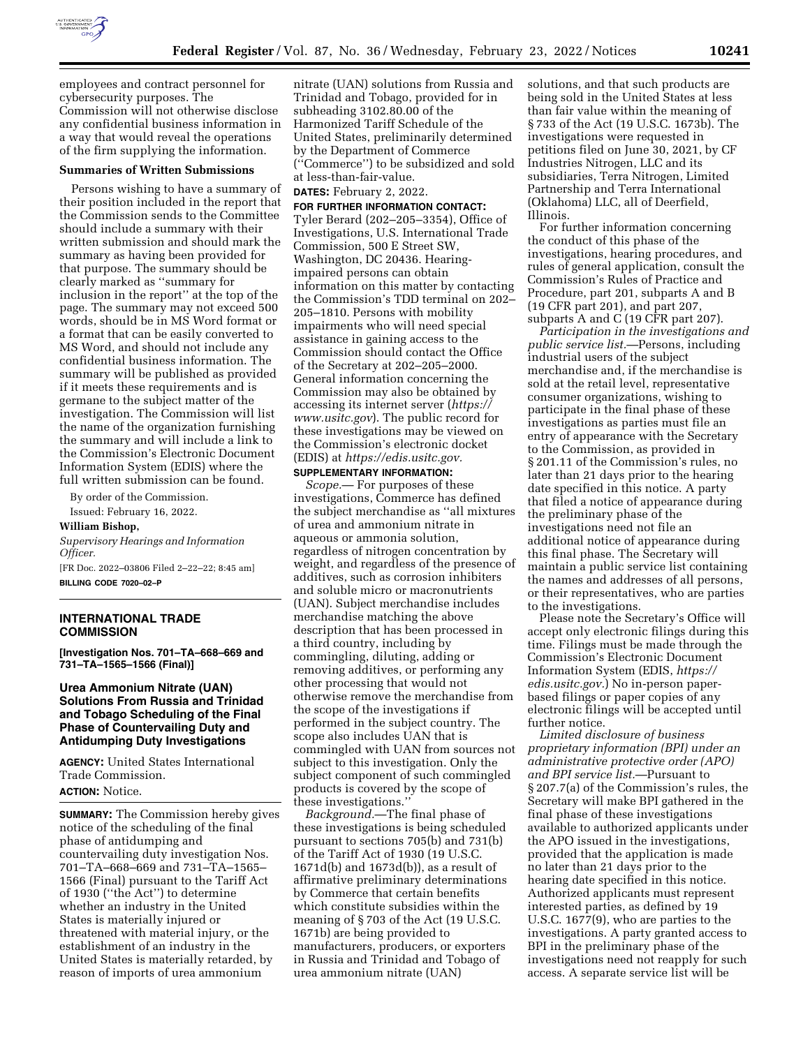employees and contract personnel for cybersecurity purposes. The Commission will not otherwise disclose any confidential business information in a way that would reveal the operations of the firm supplying the information.

**Summaries of Written Submissions**

Persons wishing to have a summary of their position included in the report that the Commission sends to the Committee should include a summary with their written submission and should mark the summary as having been provided for that purpose. The summary should be clearly marked as ''summary for inclusion in the report'' at the top of the page. The summary may not exceed 500 words, should be in MS Word format or a format that can be easily converted to MS Word, and should not include any confidential business information. The summary will be published as provided if it meets these requirements and is germane to the subject matter of the investigation. The Commission will list the name of the organization furnishing the summary and will include a link to the Commission's Electronic Document Information System (EDIS) where the full written submission can be found.

By order of the Commission.

Issued: February 16, 2022.

**William Bishop,**

*Supervisory Hearings and Information Officer.*

[FR Doc. 2022–03806 Filed 2–22–22; 8:45 am]

**BILLING CODE 7020–02–P**

---

## INTERNATIONAL TRADE COMMISSION

**[Investigation Nos. 701–TA–668–669 and 731–TA–1565–1566 (Final)]**

### Urea Ammonium Nitrate (UAN) Solutions From Russia and Trinidad and Tobago Scheduling of the Final Phase of Countervailing Duty and Antidumping Duty Investigations

**AGENCY:** United States International Trade Commission.

**ACTION:** Notice.

**SUMMARY:** The Commission hereby gives notice of the scheduling of the final phase of antidumping and countervailing duty investigation Nos. 701–TA–668–669 and 731–TA–1565–1566 (Final) pursuant to the Tariff Act of 1930 (''the Act'') to determine whether an industry in the United States is materially injured or threatened with material injury, or the establishment of an industry in the United States is materially retarded, by reason of imports of urea ammonium nitrate (UAN) solutions from Russia and Trinidad and Tobago, provided for in subheading 3102.80.00 of the Harmonized Tariff Schedule of the United States, preliminarily determined by the Department of Commerce (''Commerce'') to be subsidized and sold at less-than-fair-value.

**DATES:** February 2, 2022.

**FOR FURTHER INFORMATION CONTACT:** Tyler Berard (202–205–3354), Office of Investigations, U.S. International Trade Commission, 500 E Street SW, Washington, DC 20436. Hearing-impaired persons can obtain information on this matter by contacting the Commission's TDD terminal on 202–205–1810. Persons with mobility impairments who will need special assistance in gaining access to the Commission should contact the Office of the Secretary at 202–205–2000. General information concerning the Commission may also be obtained by accessing its internet server (*https://www.usitc.gov*). The public record for these investigations may be viewed on the Commission's electronic docket (EDIS) at *https://edis.usitc.gov.*

**SUPPLEMENTARY INFORMATION:**

*Scope.*— For purposes of these investigations, Commerce has defined the subject merchandise as ''all mixtures of urea and ammonium nitrate in aqueous or ammonia solution, regardless of nitrogen concentration by weight, and regardless of the presence of additives, such as corrosion inhibiters and soluble micro or macronutrients (UAN). Subject merchandise includes merchandise matching the above description that has been processed in a third country, including by commingling, diluting, adding or removing additives, or performing any other processing that would not otherwise remove the merchandise from the scope of the investigations if performed in the subject country. The scope also includes UAN that is commingled with UAN from sources not subject to this investigation. Only the subject component of such commingled products is covered by the scope of these investigations.''

*Background.*—The final phase of these investigations is being scheduled pursuant to sections 705(b) and 731(b) of the Tariff Act of 1930 (19 U.S.C. 1671d(b) and 1673d(b)), as a result of affirmative preliminary determinations by Commerce that certain benefits which constitute subsidies within the meaning of § 703 of the Act (19 U.S.C. 1671b) are being provided to manufacturers, producers, or exporters in Russia and Trinidad and Tobago of urea ammonium nitrate (UAN) solutions, and that such products are being sold in the United States at less than fair value within the meaning of § 733 of the Act (19 U.S.C. 1673b). The investigations were requested in petitions filed on June 30, 2021, by CF Industries Nitrogen, LLC and its subsidiaries, Terra Nitrogen, Limited Partnership and Terra International (Oklahoma) LLC, all of Deerfield, Illinois.

For further information concerning the conduct of this phase of the investigations, hearing procedures, and rules of general application, consult the Commission's Rules of Practice and Procedure, part 201, subparts A and B (19 CFR part 201), and part 207, subparts A and C (19 CFR part 207).

*Participation in the investigations and public service list.*—Persons, including industrial users of the subject merchandise and, if the merchandise is sold at the retail level, representative consumer organizations, wishing to participate in the final phase of these investigations as parties must file an entry of appearance with the Secretary to the Commission, as provided in § 201.11 of the Commission's rules, no later than 21 days prior to the hearing date specified in this notice. A party that filed a notice of appearance during the preliminary phase of the investigations need not file an additional notice of appearance during this final phase. The Secretary will maintain a public service list containing the names and addresses of all persons, or their representatives, who are parties to the investigations.

Please note the Secretary's Office will accept only electronic filings during this time. Filings must be made through the Commission's Electronic Document Information System (EDIS, *https://edis.usitc.gov.*) No in-person paper-based filings or paper copies of any electronic filings will be accepted until further notice.

*Limited disclosure of business proprietary information (BPI) under an administrative protective order (APO) and BPI service list.*—Pursuant to § 207.7(a) of the Commission's rules, the Secretary will make BPI gathered in the final phase of these investigations available to authorized applicants under the APO issued in the investigations, provided that the application is made no later than 21 days prior to the hearing date specified in this notice. Authorized applicants must represent interested parties, as defined by 19 U.S.C. 1677(9), who are parties to the investigations. A party granted access to BPI in the preliminary phase of the investigations need not reapply for such access. A separate service list will be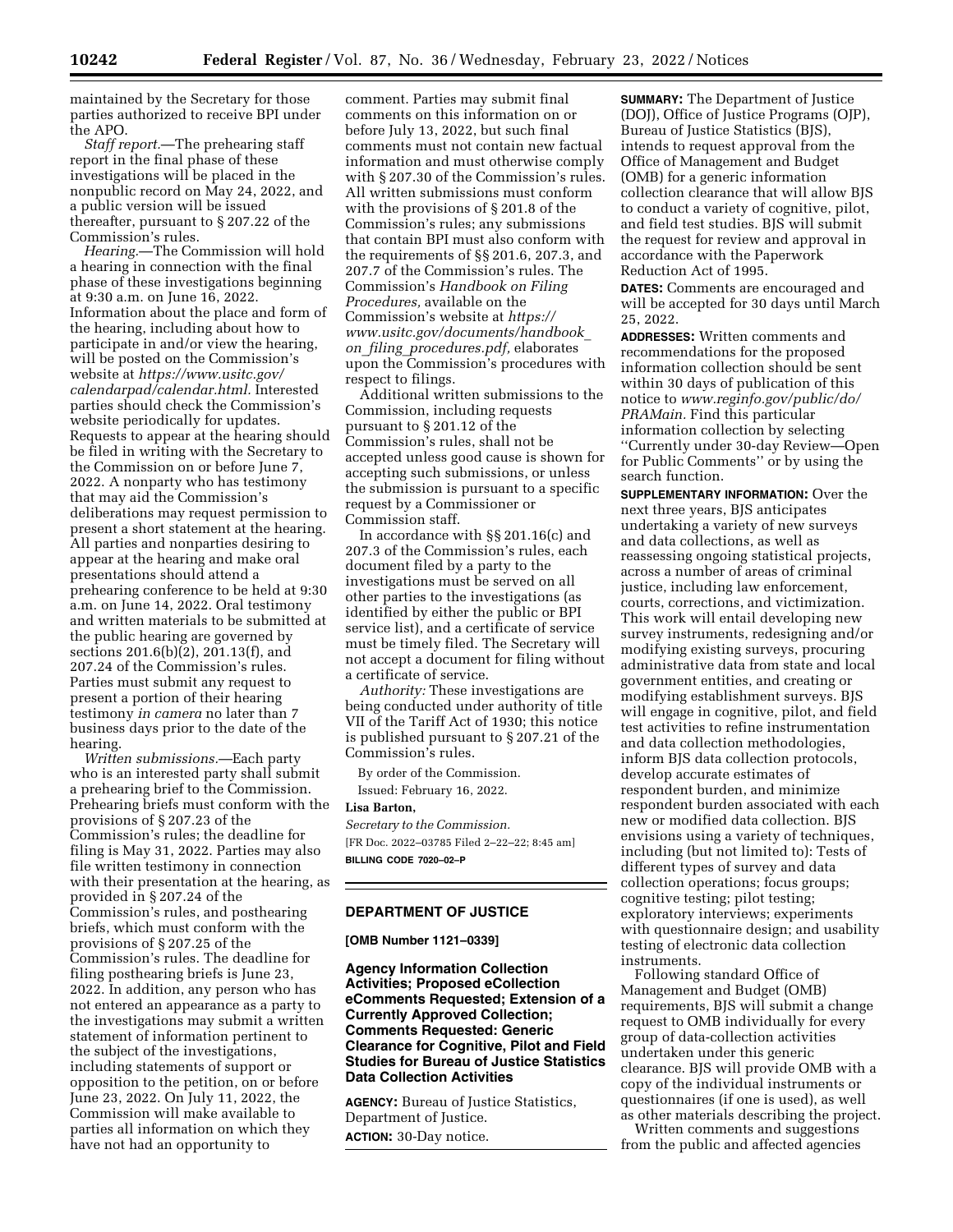maintained by the Secretary for those parties authorized to receive BPI under the APO.

*Staff report.*—The prehearing staff report in the final phase of these investigations will be placed in the nonpublic record on May 24, 2022, and a public version will be issued thereafter, pursuant to § 207.22 of the Commission's rules.

*Hearing.*—The Commission will hold a hearing in connection with the final phase of these investigations beginning at 9:30 a.m. on June 16, 2022. Information about the place and form of the hearing, including about how to participate in and/or view the hearing, will be posted on the Commission's website at *https://www.usitc.gov/calendarpad/calendar.html.* Interested parties should check the Commission's website periodically for updates. Requests to appear at the hearing should be filed in writing with the Secretary to the Commission on or before June 7, 2022. A nonparty who has testimony that may aid the Commission's deliberations may request permission to present a short statement at the hearing. All parties and nonparties desiring to appear at the hearing and make oral presentations should attend a prehearing conference to be held at 9:30 a.m. on June 14, 2022. Oral testimony and written materials to be submitted at the public hearing are governed by sections 201.6(b)(2), 201.13(f), and 207.24 of the Commission's rules. Parties must submit any request to present a portion of their hearing testimony *in camera* no later than 7 business days prior to the date of the hearing.

*Written submissions.*—Each party who is an interested party shall submit a prehearing brief to the Commission. Prehearing briefs must conform with the provisions of § 207.23 of the Commission's rules; the deadline for filing is May 31, 2022. Parties may also file written testimony in connection with their presentation at the hearing, as provided in § 207.24 of the Commission's rules, and posthearing briefs, which must conform with the provisions of § 207.25 of the Commission's rules. The deadline for filing posthearing briefs is June 23, 2022. In addition, any person who has not entered an appearance as a party to the investigations may submit a written statement of information pertinent to the subject of the investigations, including statements of support or opposition to the petition, on or before June 23, 2022. On July 11, 2022, the Commission will make available to parties all information on which they have not had an opportunity to comment. Parties may submit final comments on this information on or before July 13, 2022, but such final comments must not contain new factual information and must otherwise comply with § 207.30 of the Commission's rules. All written submissions must conform with the provisions of § 201.8 of the Commission's rules; any submissions that contain BPI must also conform with the requirements of §§ 201.6, 207.3, and 207.7 of the Commission's rules. The Commission's *Handbook on Filing Procedures,* available on the Commission's website at *https://www.usitc.gov/documents/handbook_on_filing_procedures.pdf,* elaborates upon the Commission's procedures with respect to filings.

Additional written submissions to the Commission, including requests pursuant to § 201.12 of the Commission's rules, shall not be accepted unless good cause is shown for accepting such submissions, or unless the submission is pursuant to a specific request by a Commissioner or Commission staff.

In accordance with §§ 201.16(c) and 207.3 of the Commission's rules, each document filed by a party to the investigations must be served on all other parties to the investigations (as identified by either the public or BPI service list), and a certificate of service must be timely filed. The Secretary will not accept a document for filing without a certificate of service.

*Authority:* These investigations are being conducted under authority of title VII of the Tariff Act of 1930; this notice is published pursuant to § 207.21 of the Commission's rules.

By order of the Commission.

Issued: February 16, 2022.

**Lisa Barton,**

*Secretary to the Commission.*

[FR Doc. 2022–03785 Filed 2–22–22; 8:45 am]

**BILLING CODE 7020–02–P**

## DEPARTMENT OF JUSTICE

**[OMB Number 1121–0339]**

### Agency Information Collection Activities; Proposed eCollection eComments Requested; Extension of a Currently Approved Collection; Comments Requested: Generic Clearance for Cognitive, Pilot and Field Studies for Bureau of Justice Statistics Data Collection Activities

**AGENCY:** Bureau of Justice Statistics, Department of Justice.

**ACTION:** 30-Day notice.

**SUMMARY:** The Department of Justice (DOJ), Office of Justice Programs (OJP), Bureau of Justice Statistics (BJS), intends to request approval from the Office of Management and Budget (OMB) for a generic information collection clearance that will allow BJS to conduct a variety of cognitive, pilot, and field test studies. BJS will submit the request for review and approval in accordance with the Paperwork Reduction Act of 1995.

**DATES:** Comments are encouraged and will be accepted for 30 days until March 25, 2022.

**ADDRESSES:** Written comments and recommendations for the proposed information collection should be sent within 30 days of publication of this notice to *www.reginfo.gov/public/do/PRAMain.* Find this particular information collection by selecting ''Currently under 30-day Review—Open for Public Comments'' or by using the search function.

**SUPPLEMENTARY INFORMATION:** Over the next three years, BJS anticipates undertaking a variety of new surveys and data collections, as well as reassessing ongoing statistical projects, across a number of areas of criminal justice, including law enforcement, courts, corrections, and victimization. This work will entail developing new survey instruments, redesigning and/or modifying existing surveys, procuring administrative data from state and local government entities, and creating or modifying establishment surveys. BJS will engage in cognitive, pilot, and field test activities to refine instrumentation and data collection methodologies, inform BJS data collection protocols, develop accurate estimates of respondent burden, and minimize respondent burden associated with each new or modified data collection. BJS envisions using a variety of techniques, including (but not limited to): Tests of different types of survey and data collection operations; focus groups; cognitive testing; pilot testing; exploratory interviews; experiments with questionnaire design; and usability testing of electronic data collection instruments.

Following standard Office of Management and Budget (OMB) requirements, BJS will submit a change request to OMB individually for every group of data-collection activities undertaken under this generic clearance. BJS will provide OMB with a copy of the individual instruments or questionnaires (if one is used), as well as other materials describing the project.

Written comments and suggestions from the public and affected agencies